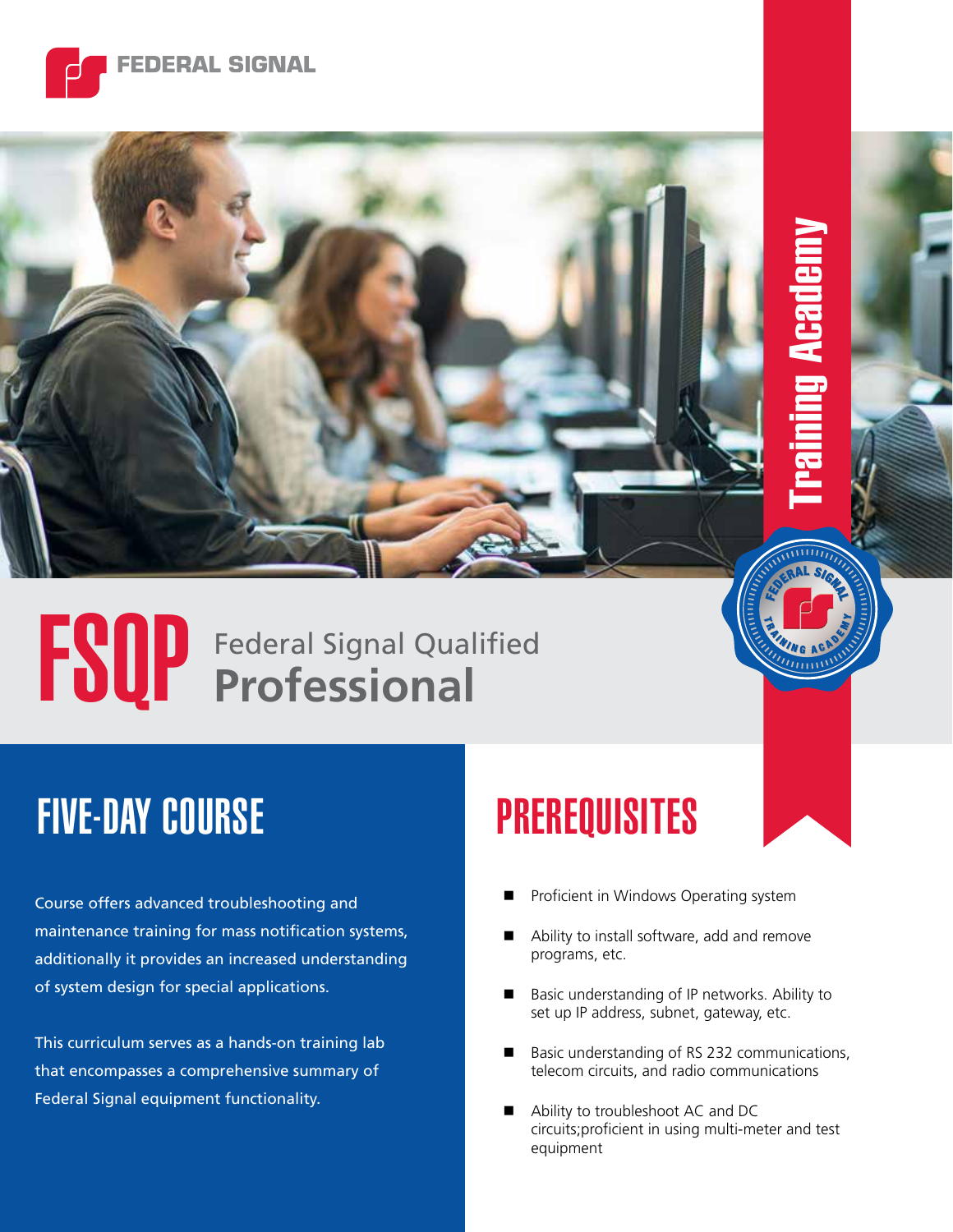FEDERAL SIGNAL

Training Academy

# FSQP Federal Signal Qualified Professional

## FIVE-DAY COURSE

Course offers advanced troubleshooting and maintenance training for mass notification systems, additionally it provides an increased understanding of system design for special applications.

This curriculum serves as a hands-on training lab that encompasses a comprehensive summary of Federal Signal equipment functionality.

## PREREQUISITES

- Proficient in Windows Operating system
- Ability to install software, add and remove programs, etc.
- Basic understanding of IP networks. Ability to set up IP address, subnet, gateway, etc.
- Basic understanding of RS 232 communications, telecom circuits, and radio communications
- Ability to troubleshoot AC and DC circuits;proficient in using multi-meter and test equipment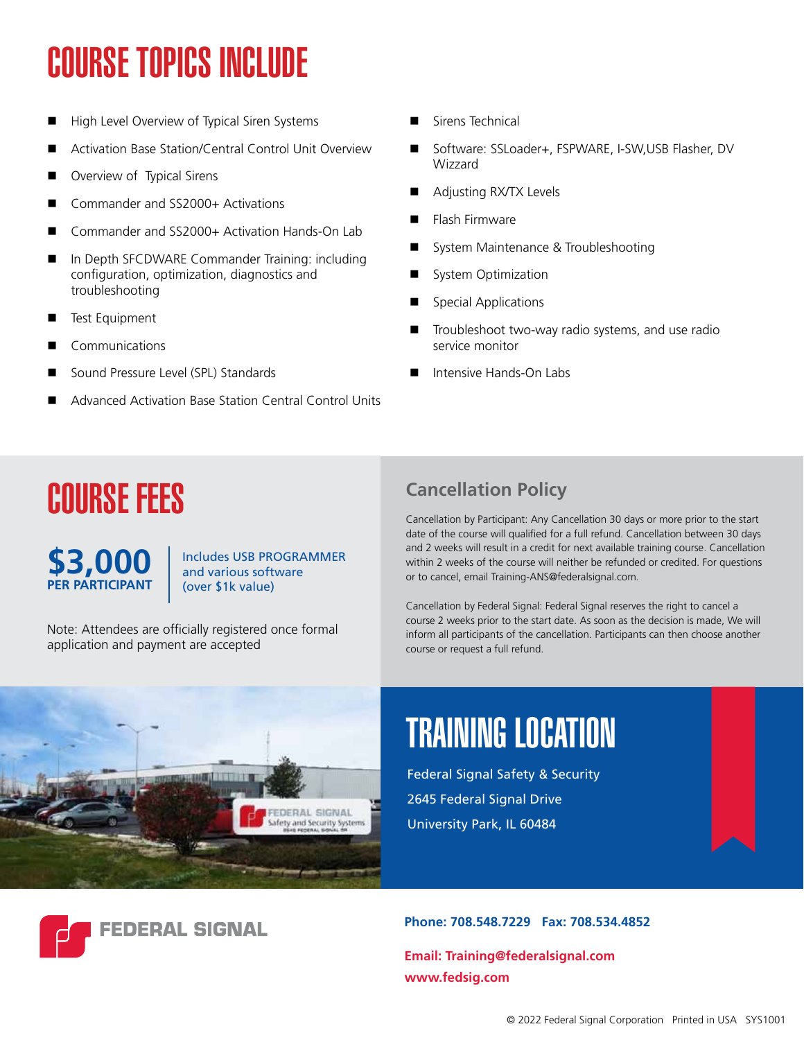# COURSE TOPICS INCLUDE

- High Level Overview of Typical Siren Systems
- Activation Base Station/Central Control Unit Overview
- Overview of Typical Sirens
- Commander and SS2000+ Activations
- Commander and SS2000+ Activation Hands-On Lab
- In Depth SFCDWARE Commander Training: including configuration, optimization, diagnostics and troubleshooting
- Test Equipment
- Communications
- Sound Pressure Level (SPL) Standards
- Advanced Activation Base Station Central Control Units
- Sirens Technical
- Software: SSLoader+, FSPWARE, I-SW,USB Flasher, DV Wizzard
- Adjusting RX/TX Levels
- Flash Firmware
- System Maintenance & Troubleshooting
- System Optimization
- Special Applications
- Troubleshoot two-way radio systems, and use radio service monitor
- Intensive Hands-On Labs

# COURSE FEES

**$3,000**
**PER PARTICIPANT**

Includes USB PROGRAMMER and various software (over $1k value)

Note: Attendees are officially registered once formal application and payment are accepted

## Cancellation Policy

Cancellation by Participant: Any Cancellation 30 days or more prior to the start date of the course will qualified for a full refund. Cancellation between 30 days and 2 weeks will result in a credit for next available training course. Cancellation within 2 weeks of the course will neither be refunded or credited. For questions or to cancel, email Training-ANS@federalsignal.com.

Cancellation by Federal Signal: Federal Signal reserves the right to cancel a course 2 weeks prior to the start date. As soon as the decision is made, We will inform all participants of the cancellation. Participants can then choose another course or request a full refund.

# TRAINING LOCATION

Federal Signal Safety & Security
2645 Federal Signal Drive
University Park, IL 60484

FEDERAL SIGNAL

**Phone: 708.548.7229   Fax: 708.534.4852**

**Email: Training@federalsignal.com**
**www.fedsig.com**

© 2022 Federal Signal Corporation   Printed in USA   SYS1001